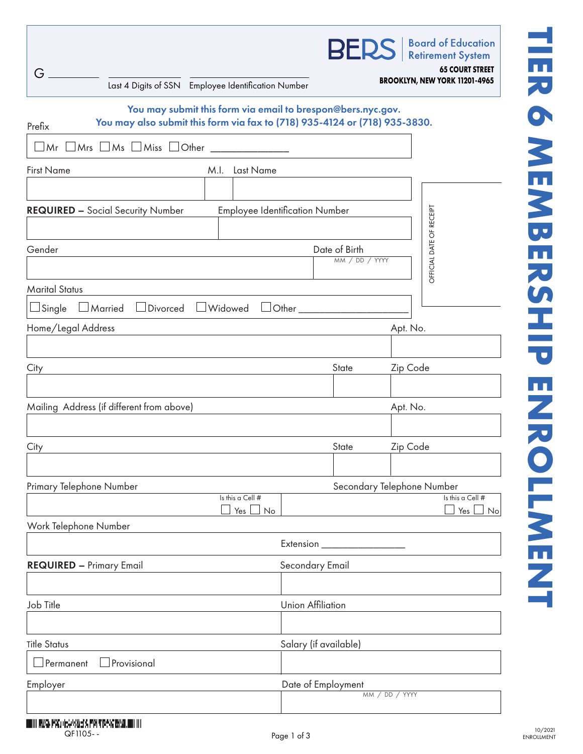# TIER 6 MEMBERSHIP ENROLLMENT

G __________ Last 4 Digits of SSN    Employee Identification Number

**BERS** | Board of Education Retirement System

**65 COURT STREET**
**BROOKLYN, NEW YORK 11201-4965**

**You may submit this form via email to brespon@bers.nyc.gov.**
**You may also submit this form via fax to (718) 935-4124 or (718) 935-3830.**

Prefix

☐ Mr ☐ Mrs ☐ Ms ☐ Miss ☐ Other ______________

| First Name | M.I. | Last Name |
|---|---|---|
| | | |

| **REQUIRED –** Social Security Number | Employee Identification Number |
|---|---|
| | |

| Gender | Date of Birth MM / DD / YYYY |
|---|---|
| | |

OFFICIAL DATE OF RECEIPT

Marital Status

☐ Single ☐ Married ☐ Divorced ☐ Widowed ☐ Other ____________________

| Home/Legal Address | Apt. No. |
|---|---|
| | |

| City | State | Zip Code |
|---|---|---|
| | | |

| Mailing Address (if different from above) | Apt. No. |
|---|---|
| | |

| City | State | Zip Code |
|---|---|---|
| | | |

| Primary Telephone Number | Secondary Telephone Number |
|---|---|
| Is this a Cell # ☐ Yes ☐ No | Is this a Cell # ☐ Yes ☐ No |

Work Telephone Number

Extension ________________

| **REQUIRED –** Primary Email | Secondary Email |
|---|---|
| | |

| Job Title | Union Affiliation |
|---|---|
| | |

| Title Status | Salary (if available) |
|---|---|
| ☐ Permanent ☐ Provisional | |

| Employer | Date of Employment MM / DD / YYYY |
|---|---|
| | |

QF1105- -

10/2021
ENROLLMENT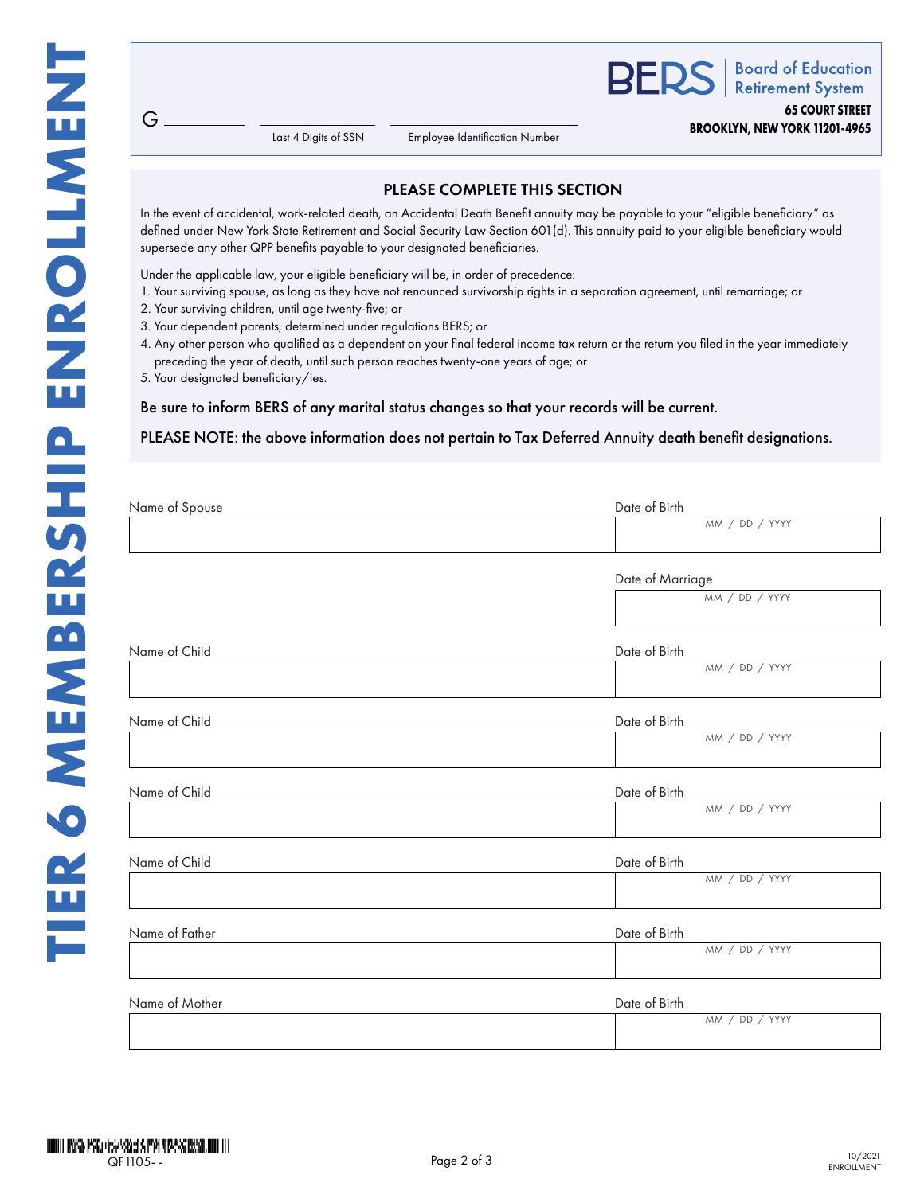# TIER 6 MEMBERSHIP ENROLLMENT

G ________ | ________ Last 4 Digits of SSN | ________ Employee Identification Number

**BERS** Board of Education Retirement System
**65 COURT STREET**
**BROOKLYN, NEW YORK 11201-4965**

## PLEASE COMPLETE THIS SECTION

In the event of accidental, work-related death, an Accidental Death Benefit annuity may be payable to your "eligible beneficiary" as defined under New York State Retirement and Social Security Law Section 601(d). This annuity paid to your eligible beneficiary would supersede any other QPP benefits payable to your designated beneficiaries.

Under the applicable law, your eligible beneficiary will be, in order of precedence:

1. Your surviving spouse, as long as they have not renounced survivorship rights in a separation agreement, until remarriage; or
2. Your surviving children, until age twenty-five; or
3. Your dependent parents, determined under regulations BERS; or
4. Any other person who qualified as a dependent on your final federal income tax return or the return you filed in the year immediately preceding the year of death, until such person reaches twenty-one years of age; or
5. Your designated beneficiary/ies.

Be sure to inform BERS of any marital status changes so that your records will be current.

PLEASE NOTE: the above information does not pertain to Tax Deferred Annuity death benefit designations.

| Name of Spouse | Date of Birth (MM / DD / YYYY) |
|---|---|
| | |

| | Date of Marriage (MM / DD / YYYY) |
|---|---|
| | |

| Name of Child | Date of Birth (MM / DD / YYYY) |
|---|---|
| | |

| Name of Child | Date of Birth (MM / DD / YYYY) |
|---|---|
| | |

| Name of Child | Date of Birth (MM / DD / YYYY) |
|---|---|
| | |

| Name of Child | Date of Birth (MM / DD / YYYY) |
|---|---|
| | |

| Name of Father | Date of Birth (MM / DD / YYYY) |
|---|---|
| | |

| Name of Mother | Date of Birth (MM / DD / YYYY) |
|---|---|
| | |

QF1105- -

10/2021 ENROLLMENT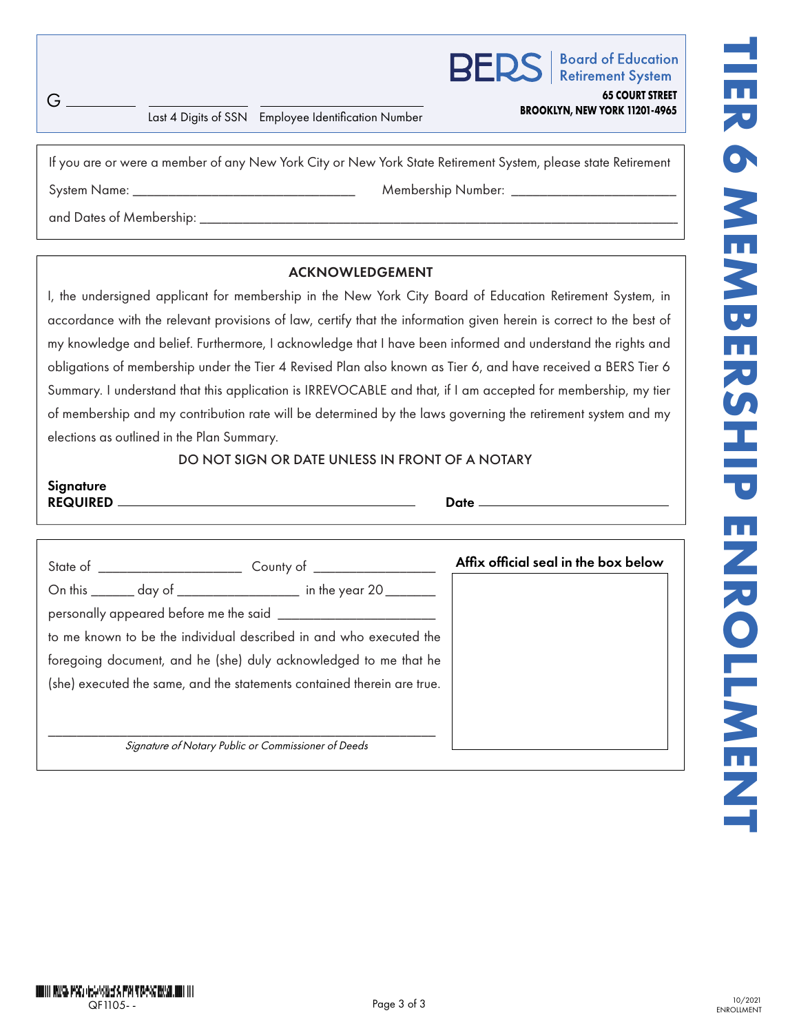G __________ __________ ____________________

Last 4 Digits of SSN Employee Identification Number

**BERS** | Board of Education Retirement System

**65 COURT STREET**
**BROOKLYN, NEW YORK 11201-4965**

# TIER 6 MEMBERSHIP ENROLLMENT

If you are or were a member of any New York City or New York State Retirement System, please state Retirement System Name: ________________________________ Membership Number: ________________________

and Dates of Membership: ________________________________________________________________________

## ACKNOWLEDGEMENT

I, the undersigned applicant for membership in the New York City Board of Education Retirement System, in accordance with the relevant provisions of law, certify that the information given herein is correct to the best of my knowledge and belief. Furthermore, I acknowledge that I have been informed and understand the rights and obligations of membership under the Tier 4 Revised Plan also known as Tier 6, and have received a BERS Tier 6 Summary. I understand that this application is IRREVOCABLE and that, if I am accepted for membership, my tier of membership and my contribution rate will be determined by the laws governing the retirement system and my elections as outlined in the Plan Summary.

DO NOT SIGN OR DATE UNLESS IN FRONT OF A NOTARY

**Signature REQUIRED** ____________________________________________ **Date** ____________________________

State of ____________________ County of _________________

On this ______ day of _________________ in the year 20_______

personally appeared before me the said ______________________

to me known to be the individual described in and who executed the foregoing document, and he (she) duly acknowledged to me that he (she) executed the same, and the statements contained therein are true.

____________________________________________________________

*Signature of Notary Public or Commissioner of Deeds*

**Affix official seal in the box below**

QF1105- -

10/2021
ENROLLMENT